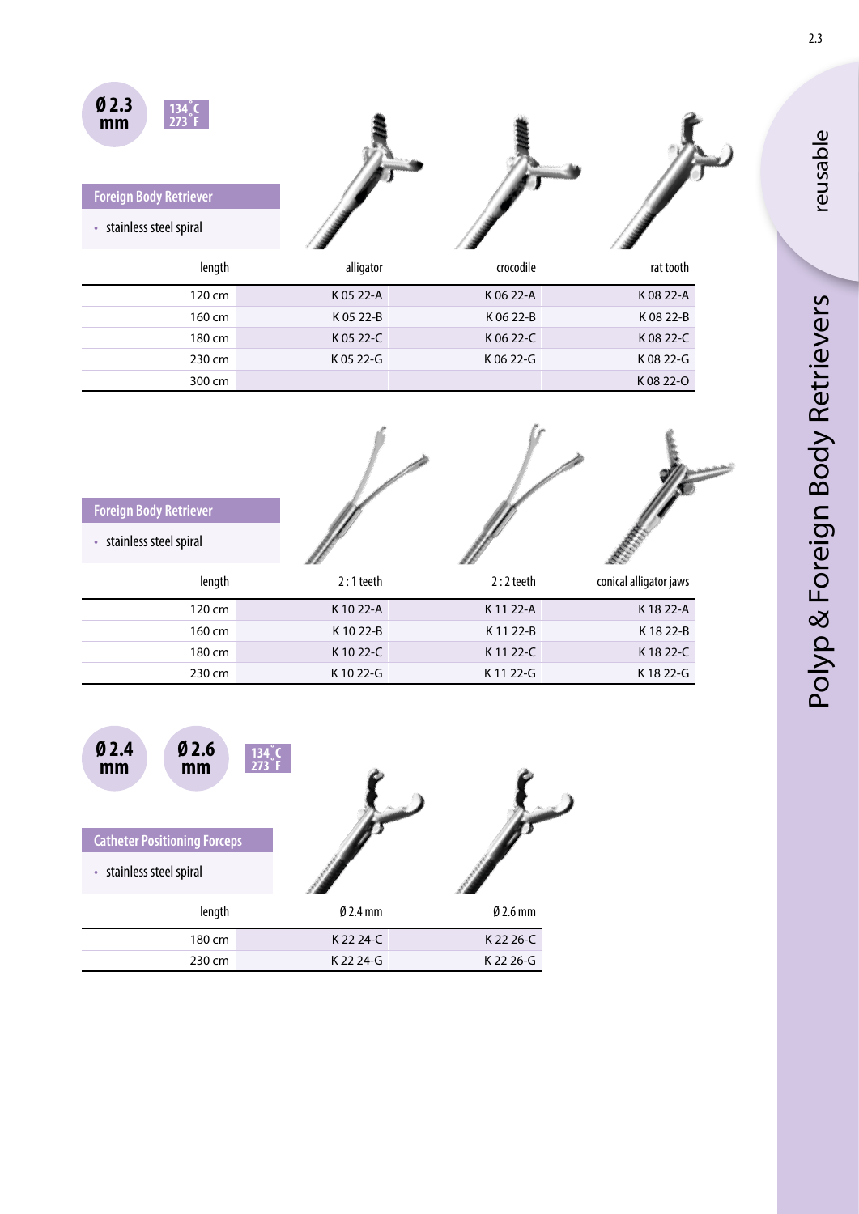Ø 2.3 mm

134 °C
273 °F

## Foreign Body Retriever

- stainless steel spiral

| length | alligator | crocodile | rat tooth |
|---|---|---|---|
| 120 cm | K 05 22-A | K 06 22-A | K 08 22-A |
| 160 cm | K 05 22-B | K 06 22-B | K 08 22-B |
| 180 cm | K 05 22-C | K 06 22-C | K 08 22-C |
| 230 cm | K 05 22-G | K 06 22-G | K 08 22-G |
| 300 cm | | | K 08 22-O |

## Foreign Body Retriever

- stainless steel spiral

| length | 2 : 1 teeth | 2 : 2 teeth | conical alligator jaws |
|---|---|---|---|
| 120 cm | K 10 22-A | K 11 22-A | K 18 22-A |
| 160 cm | K 10 22-B | K 11 22-B | K 18 22-B |
| 180 cm | K 10 22-C | K 11 22-C | K 18 22-C |
| 230 cm | K 10 22-G | K 11 22-G | K 18 22-G |

Ø 2.4 mm

Ø 2.6 mm

134 °C
273 °F

## Catheter Positioning Forceps

- stainless steel spiral

| length | Ø 2.4 mm | Ø 2.6 mm |
|---|---|---|
| 180 cm | K 22 24-C | K 22 26-C |
| 230 cm | K 22 24-G | K 22 26-G |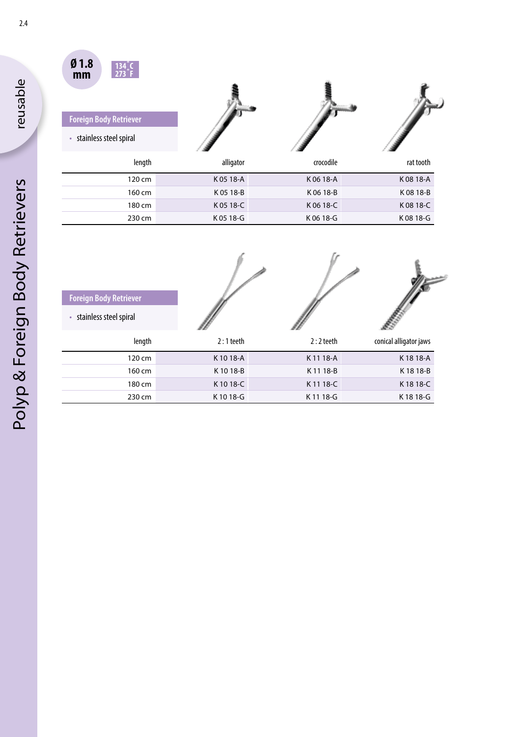reusable

# Polyp & Foreign Body Retrievers

Ø 1.8 mm

134 °C
273 °F

## Foreign Body Retriever

- stainless steel spiral

| length | alligator | crocodile | rat tooth |
|---|---|---|---|
| 120 cm | K 05 18-A | K 06 18-A | K 08 18-A |
| 160 cm | K 05 18-B | K 06 18-B | K 08 18-B |
| 180 cm | K 05 18-C | K 06 18-C | K 08 18-C |
| 230 cm | K 05 18-G | K 06 18-G | K 08 18-G |

## Foreign Body Retriever

- stainless steel spiral

| length | 2 : 1 teeth | 2 : 2 teeth | conical alligator jaws |
|---|---|---|---|
| 120 cm | K 10 18-A | K 11 18-A | K 18 18-A |
| 160 cm | K 10 18-B | K 11 18-B | K 18 18-B |
| 180 cm | K 10 18-C | K 11 18-C | K 18 18-C |
| 230 cm | K 10 18-G | K 11 18-G | K 18 18-G |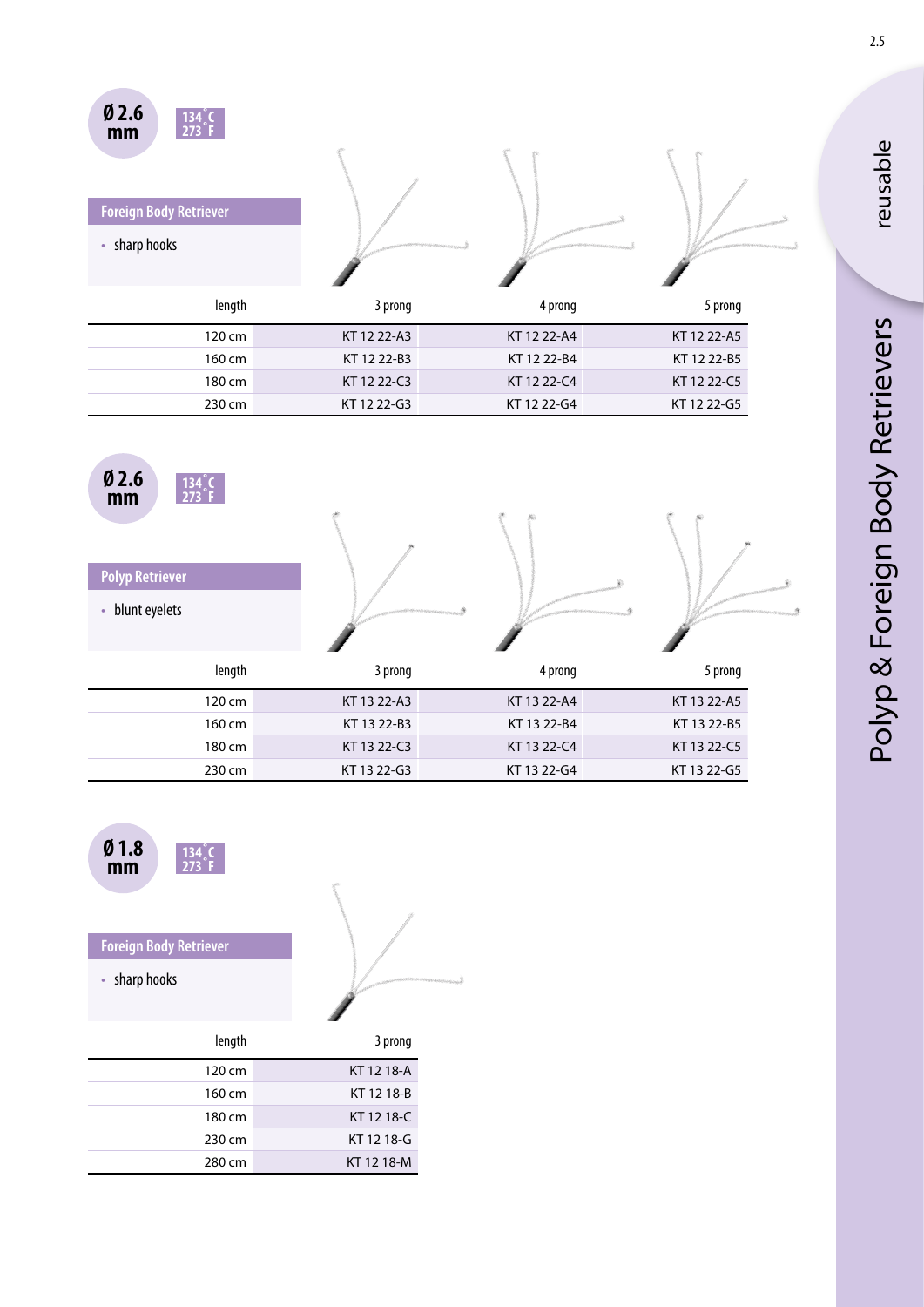Ø 2.6 mm

134 °C
273 °F

## Foreign Body Retriever

- sharp hooks

| length | 3 prong | 4 prong | 5 prong |
|---|---|---|---|
| 120 cm | KT 12 22-A3 | KT 12 22-A4 | KT 12 22-A5 |
| 160 cm | KT 12 22-B3 | KT 12 22-B4 | KT 12 22-B5 |
| 180 cm | KT 12 22-C3 | KT 12 22-C4 | KT 12 22-C5 |
| 230 cm | KT 12 22-G3 | KT 12 22-G4 | KT 12 22-G5 |

Ø 2.6 mm

134 °C
273 °F

## Polyp Retriever

- blunt eyelets

| length | 3 prong | 4 prong | 5 prong |
|---|---|---|---|
| 120 cm | KT 13 22-A3 | KT 13 22-A4 | KT 13 22-A5 |
| 160 cm | KT 13 22-B3 | KT 13 22-B4 | KT 13 22-B5 |
| 180 cm | KT 13 22-C3 | KT 13 22-C4 | KT 13 22-C5 |
| 230 cm | KT 13 22-G3 | KT 13 22-G4 | KT 13 22-G5 |

Ø 1.8 mm

134 °C
273 °F

## Foreign Body Retriever

- sharp hooks

| length | 3 prong |
|---|---|
| 120 cm | KT 12 18-A |
| 160 cm | KT 12 18-B |
| 180 cm | KT 12 18-C |
| 230 cm | KT 12 18-G |
| 280 cm | KT 12 18-M |

reusable

Polyp & Foreign Body Retrievers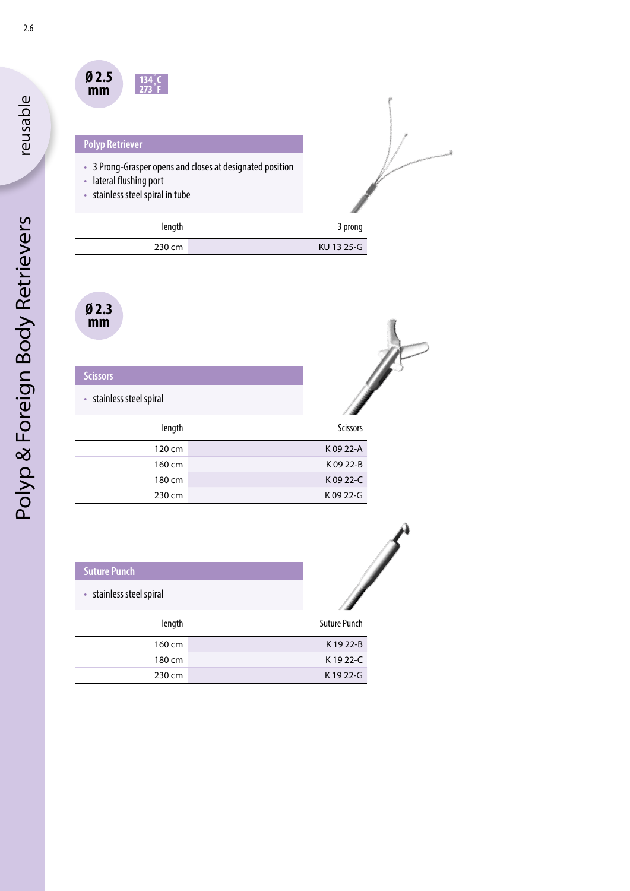reusable

Polyp & Foreign Body Retrievers

Ø 2.5 mm

134 °C
273 °F

## Polyp Retriever

- 3 Prong-Grasper opens and closes at designated position
- lateral flushing port
- stainless steel spiral in tube

| length | 3 prong |
|---|---|
| 230 cm | KU 13 25-G |

Ø 2.3 mm

## Scissors

- stainless steel spiral

| length | Scissors |
|---|---|
| 120 cm | K 09 22-A |
| 160 cm | K 09 22-B |
| 180 cm | K 09 22-C |
| 230 cm | K 09 22-G |

## Suture Punch

- stainless steel spiral

| length | Suture Punch |
|---|---|
| 160 cm | K 19 22-B |
| 180 cm | K 19 22-C |
| 230 cm | K 19 22-G |